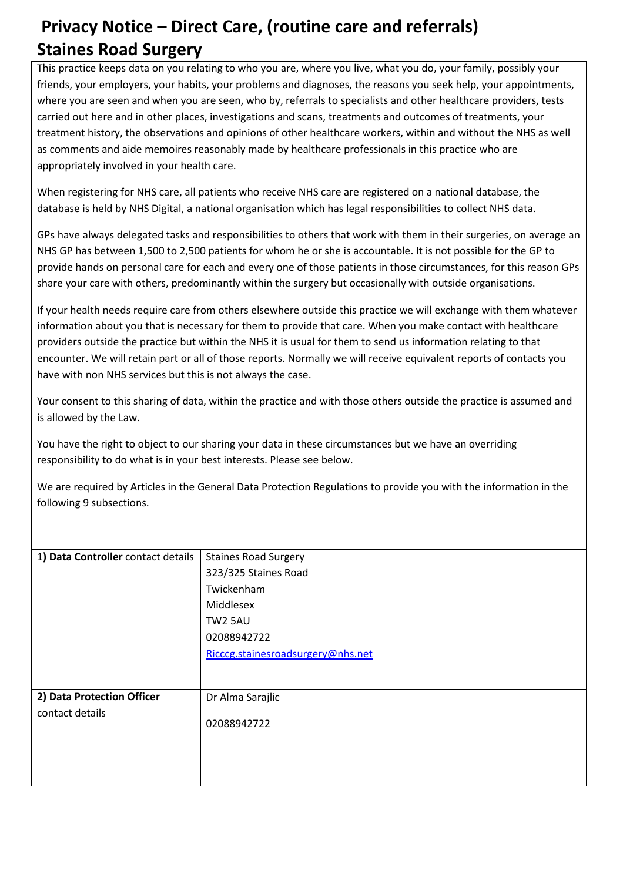# Privacy Notice – Direct Care, (routine care and referrals)
# Staines Road Surgery

This practice keeps data on you relating to who you are, where you live, what you do, your family, possibly your friends, your employers, your habits, your problems and diagnoses, the reasons you seek help, your appointments, where you are seen and when you are seen, who by, referrals to specialists and other healthcare providers, tests carried out here and in other places, investigations and scans, treatments and outcomes of treatments, your treatment history, the observations and opinions of other healthcare workers, within and without the NHS as well as comments and aide memoires reasonably made by healthcare professionals in this practice who are appropriately involved in your health care.

When registering for NHS care, all patients who receive NHS care are registered on a national database, the database is held by NHS Digital, a national organisation which has legal responsibilities to collect NHS data.

GPs have always delegated tasks and responsibilities to others that work with them in their surgeries, on average an NHS GP has between 1,500 to 2,500 patients for whom he or she is accountable. It is not possible for the GP to provide hands on personal care for each and every one of those patients in those circumstances, for this reason GPs share your care with others, predominantly within the surgery but occasionally with outside organisations.

If your health needs require care from others elsewhere outside this practice we will exchange with them whatever information about you that is necessary for them to provide that care. When you make contact with healthcare providers outside the practice but within the NHS it is usual for them to send us information relating to that encounter. We will retain part or all of those reports. Normally we will receive equivalent reports of contacts you have with non NHS services but this is not always the case.

Your consent to this sharing of data, within the practice and with those others outside the practice is assumed and is allowed by the Law.

You have the right to object to our sharing your data in these circumstances but we have an overriding responsibility to do what is in your best interests. Please see below.

We are required by Articles in the General Data Protection Regulations to provide you with the information in the following 9 subsections.

| | |
|---|---|
| 1) **Data Controller** contact details | Staines Road Surgery<br>323/325 Staines Road<br>Twickenham<br>Middlesex<br>TW2 5AU<br>02088942722<br>Ricccg.stainesroadsurgery@nhs.net |
| **2) Data Protection Officer** contact details | Dr Alma Sarajlic<br>02088942722 |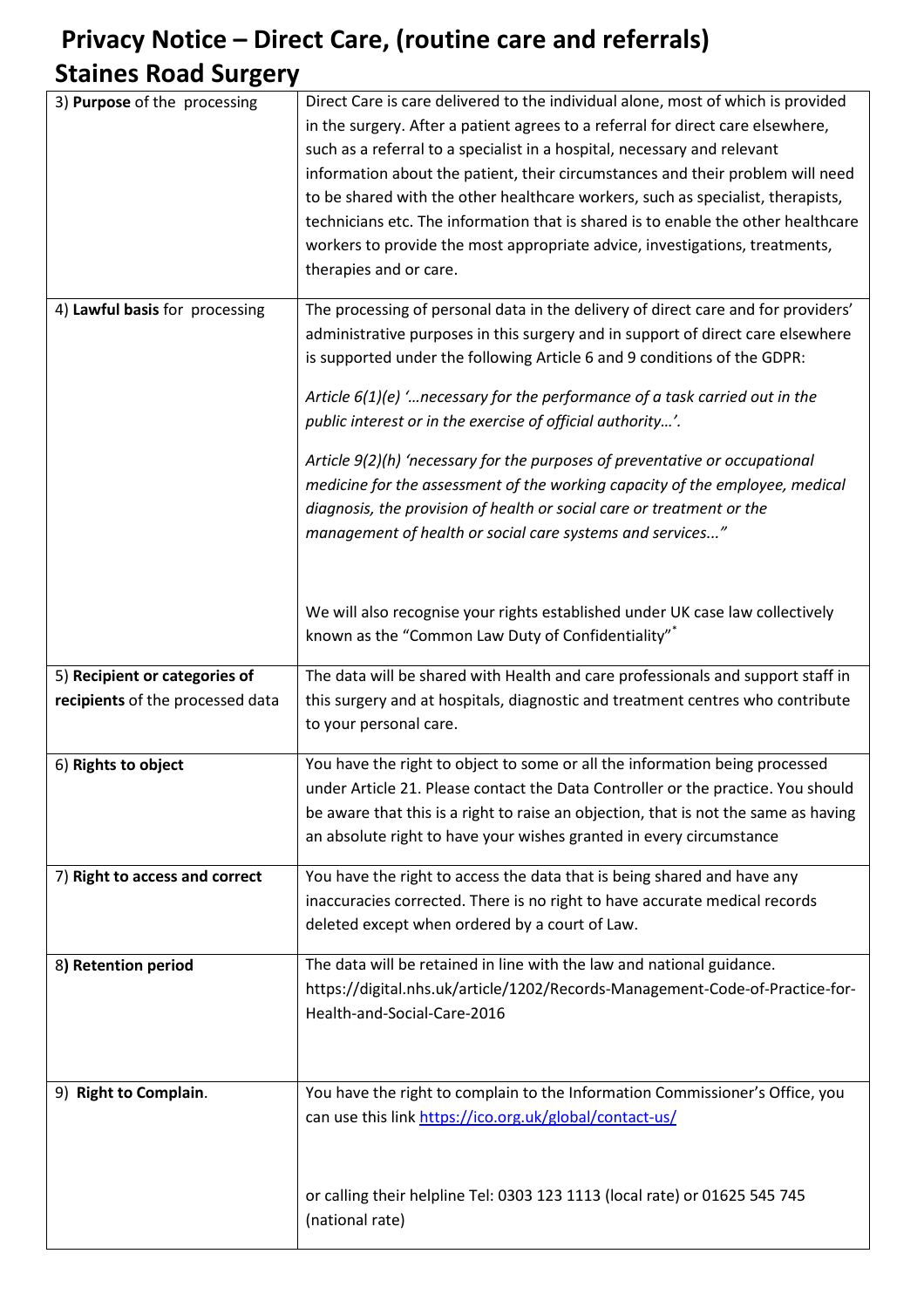# Privacy Notice – Direct Care, (routine care and referrals)
# Staines Road Surgery

| | |
|---|---|
| 3) **Purpose** of the processing | Direct Care is care delivered to the individual alone, most of which is provided in the surgery. After a patient agrees to a referral for direct care elsewhere, such as a referral to a specialist in a hospital, necessary and relevant information about the patient, their circumstances and their problem will need to be shared with the other healthcare workers, such as specialist, therapists, technicians etc. The information that is shared is to enable the other healthcare workers to provide the most appropriate advice, investigations, treatments, therapies and or care. |
| 4) **Lawful basis** for processing | The processing of personal data in the delivery of direct care and for providers' administrative purposes in this surgery and in support of direct care elsewhere is supported under the following Article 6 and 9 conditions of the GDPR:<br><br>*Article 6(1)(e) '…necessary for the performance of a task carried out in the public interest or in the exercise of official authority…'.*<br><br>*Article 9(2)(h) 'necessary for the purposes of preventative or occupational medicine for the assessment of the working capacity of the employee, medical diagnosis, the provision of health or social care or treatment or the management of health or social care systems and services..."*<br><br>We will also recognise your rights established under UK case law collectively known as the "Common Law Duty of Confidentiality"* |
| 5) **Recipient or categories of recipients** of the processed data | The data will be shared with Health and care professionals and support staff in this surgery and at hospitals, diagnostic and treatment centres who contribute to your personal care. |
| 6) **Rights to object** | You have the right to object to some or all the information being processed under Article 21. Please contact the Data Controller or the practice. You should be aware that this is a right to raise an objection, that is not the same as having an absolute right to have your wishes granted in every circumstance |
| 7) **Right to access and correct** | You have the right to access the data that is being shared and have any inaccuracies corrected. There is no right to have accurate medical records deleted except when ordered by a court of Law. |
| 8) **Retention period** | The data will be retained in line with the law and national guidance. https://digital.nhs.uk/article/1202/Records-Management-Code-of-Practice-for-Health-and-Social-Care-2016 |
| 9) **Right to Complain**. | You have the right to complain to the Information Commissioner's Office, you can use this link https://ico.org.uk/global/contact-us/<br><br>or calling their helpline Tel: 0303 123 1113 (local rate) or 01625 545 745 (national rate) |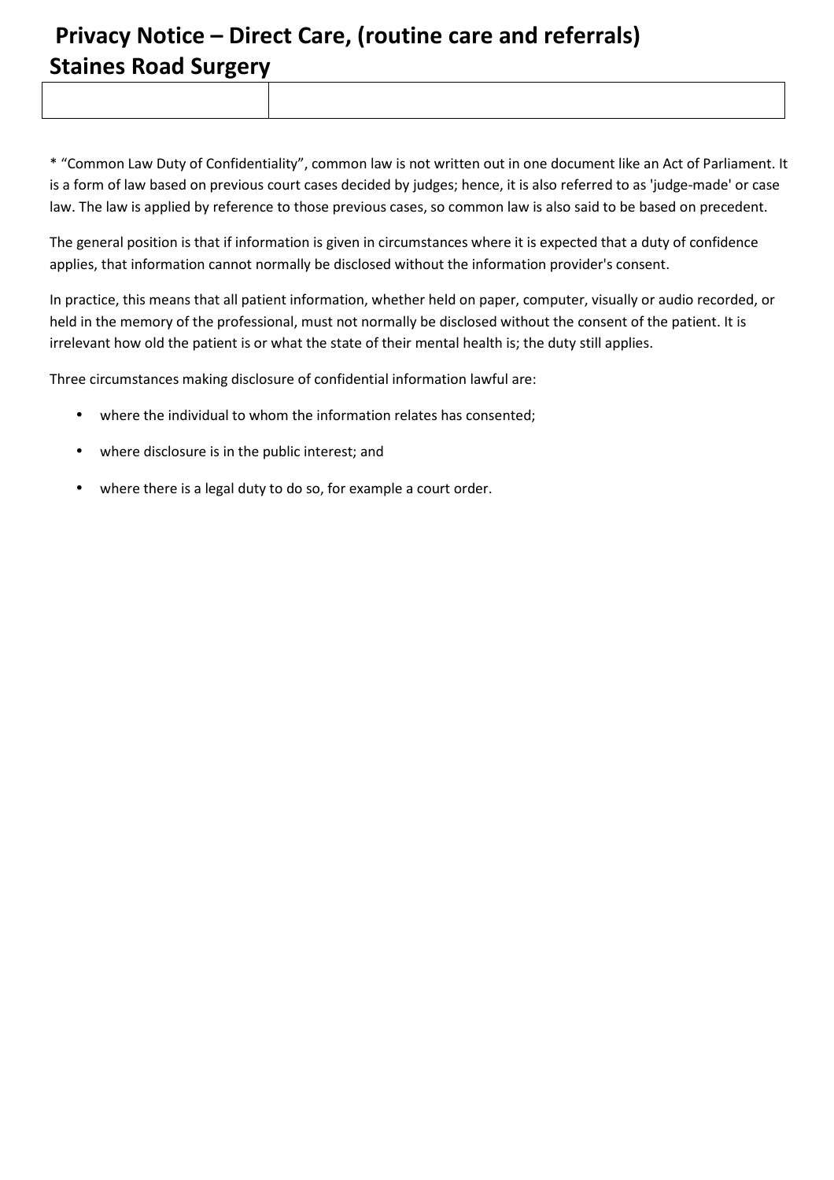* "Common Law Duty of Confidentiality", common law is not written out in one document like an Act of Parliament. It is a form of law based on previous court cases decided by judges; hence, it is also referred to as 'judge-made' or case law. The law is applied by reference to those previous cases, so common law is also said to be based on precedent.

The general position is that if information is given in circumstances where it is expected that a duty of confidence applies, that information cannot normally be disclosed without the information provider's consent.

In practice, this means that all patient information, whether held on paper, computer, visually or audio recorded, or held in the memory of the professional, must not normally be disclosed without the consent of the patient. It is irrelevant how old the patient is or what the state of their mental health is; the duty still applies.

Three circumstances making disclosure of confidential information lawful are:

- where the individual to whom the information relates has consented;
- where disclosure is in the public interest; and
- where there is a legal duty to do so, for example a court order.